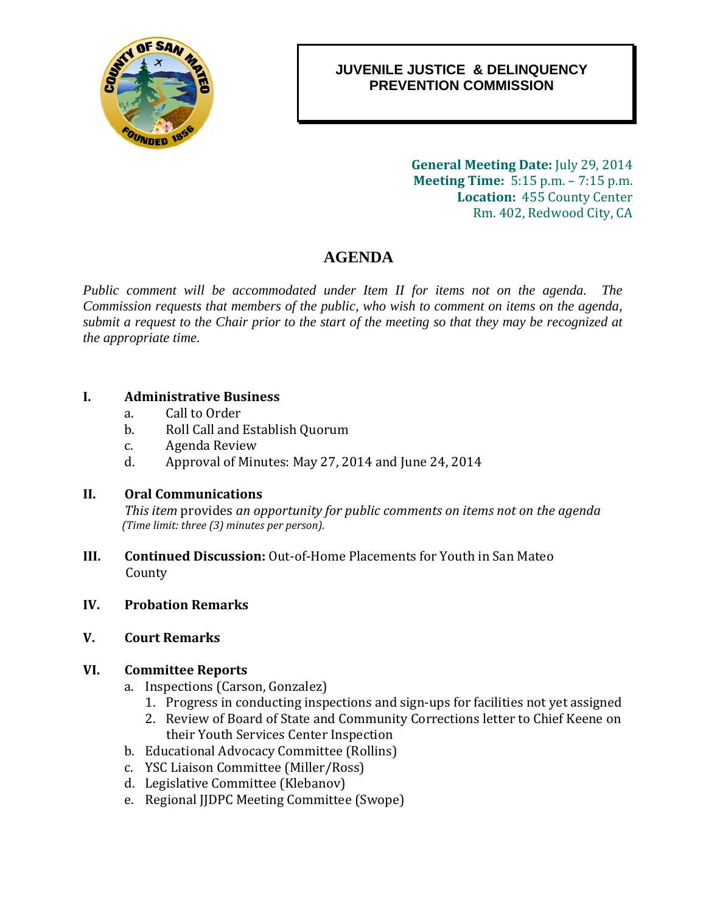## JUVENILE JUSTICE & DELINQUENCY PREVENTION COMMISSION

**General Meeting Date:** July 29, 2014
**Meeting Time:** 5:15 p.m. – 7:15 p.m.
**Location:** 455 County Center
Rm. 402, Redwood City, CA

# AGENDA

*Public comment will be accommodated under Item II for items not on the agenda. The Commission requests that members of the public, who wish to comment on items on the agenda, submit a request to the Chair prior to the start of the meeting so that they may be recognized at the appropriate time.*

**I. Administrative Business**

a. Call to Order
b. Roll Call and Establish Quorum
c. Agenda Review
d. Approval of Minutes: May 27, 2014 and June 24, 2014

**II. Oral Communications**

*This item* provides *an opportunity for public comments on items not on the agenda (Time limit: three (3) minutes per person).*

**III. Continued Discussion:** Out-of-Home Placements for Youth in San Mateo County

**IV. Probation Remarks**

**V. Court Remarks**

**VI. Committee Reports**

a. Inspections (Carson, Gonzalez)
   1. Progress in conducting inspections and sign-ups for facilities not yet assigned
   2. Review of Board of State and Community Corrections letter to Chief Keene on their Youth Services Center Inspection
b. Educational Advocacy Committee (Rollins)
c. YSC Liaison Committee (Miller/Ross)
d. Legislative Committee (Klebanov)
e. Regional JJDPC Meeting Committee (Swope)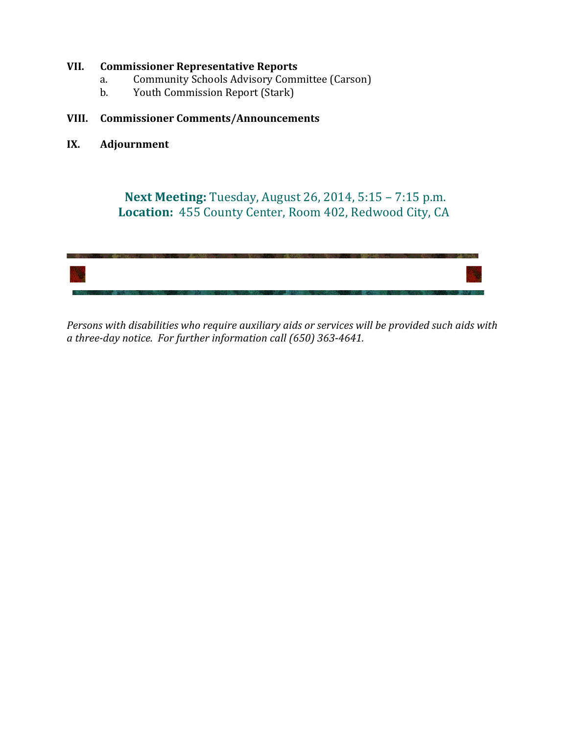**VII. Commissioner Representative Reports**

a. Community Schools Advisory Committee (Carson)

b. Youth Commission Report (Stark)

**VIII. Commissioner Comments/Announcements**

**IX. Adjournment**

**Next Meeting:** Tuesday, August 26, 2014, 5:15 – 7:15 p.m.
**Location:** 455 County Center, Room 402, Redwood City, CA

*Persons with disabilities who require auxiliary aids or services will be provided such aids with a three-day notice. For further information call (650) 363-4641.*